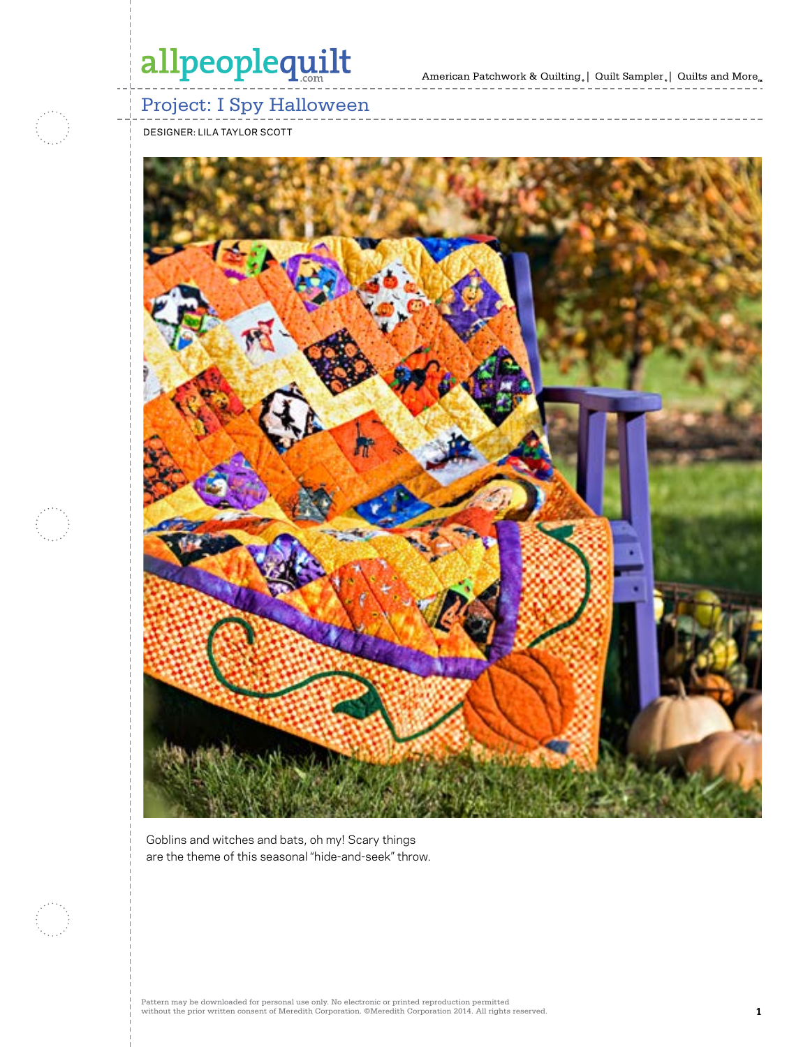# Project: I Spy Halloween

DESIGNER: LILA TAYLOR SCOTT

Goblins and witches and bats, oh my! Scary things are the theme of this seasonal "hide-and-seek" throw.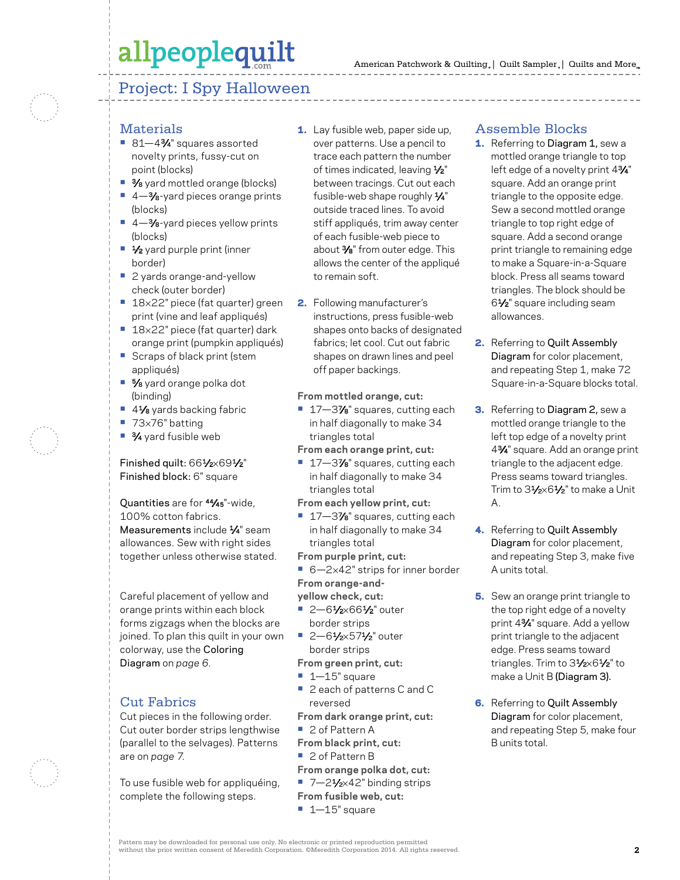# Project: I Spy Halloween

## Materials

- 81—4¾" squares assorted novelty prints, fussy-cut on point (blocks)
- ⅜ yard mottled orange (blocks)
- 4—⅜-yard pieces orange prints (blocks)
- 4—⅜-yard pieces yellow prints (blocks)
- ½ yard purple print (inner border)
- 2 yards orange-and-yellow check (outer border)
- 18×22" piece (fat quarter) green print (vine and leaf appliqués)
- 18×22" piece (fat quarter) dark orange print (pumpkin appliqués)
- Scraps of black print (stem appliqués)
- ⅝ yard orange polka dot (binding)
- 4⅛ yards backing fabric
- 73×76" batting
- ¾ yard fusible web

Finished quilt: 66½×69½"
Finished block: 6" square

Quantities are for 44⁄45"-wide, 100% cotton fabrics. Measurements include ¼" seam allowances. Sew with right sides together unless otherwise stated.

Careful placement of yellow and orange prints within each block forms zigzags when the blocks are joined. To plan this quilt in your own colorway, use the Coloring Diagram on *page 6*.

## Cut Fabrics

Cut pieces in the following order. Cut outer border strips lengthwise (parallel to the selvages). Patterns are on *page 7*.

To use fusible web for appliquéing, complete the following steps.

1. Lay fusible web, paper side up, over patterns. Use a pencil to trace each pattern the number of times indicated, leaving ½" between tracings. Cut out each fusible-web shape roughly ¼" outside traced lines. To avoid stiff appliqués, trim away center of each fusible-web piece to about ⅜" from outer edge. This allows the center of the appliqué to remain soft.

2. Following manufacturer's instructions, press fusible-web shapes onto backs of designated fabrics; let cool. Cut out fabric shapes on drawn lines and peel off paper backings.

**From mottled orange, cut:**
- 17—3⅞" squares, cutting each in half diagonally to make 34 triangles total

**From each orange print, cut:**
- 17—3⅞" squares, cutting each in half diagonally to make 34 triangles total

**From each yellow print, cut:**
- 17—3⅞" squares, cutting each in half diagonally to make 34 triangles total

**From purple print, cut:**
- 6—2×42" strips for inner border

**From orange-and-yellow check, cut:**
- 2—6½×66½" outer border strips
- 2—6½×57½" outer border strips

**From green print, cut:**
- 1—15" square
- 2 each of patterns C and C reversed

**From dark orange print, cut:**
- 2 of Pattern A

**From black print, cut:**
- 2 of Pattern B

**From orange polka dot, cut:**
- 7—2½×42" binding strips

**From fusible web, cut:**
- 1—15" square

## Assemble Blocks

1. Referring to Diagram 1, sew a mottled orange triangle to top left edge of a novelty print 4¾" square. Add an orange print triangle to the opposite edge. Sew a second mottled orange triangle to top right edge of square. Add a second orange print triangle to remaining edge to make a Square-in-a-Square block. Press all seams toward triangles. The block should be 6½" square including seam allowances.

2. Referring to Quilt Assembly Diagram for color placement, and repeating Step 1, make 72 Square-in-a-Square blocks total.

3. Referring to Diagram 2, sew a mottled orange triangle to the left top edge of a novelty print 4¾" square. Add an orange print triangle to the adjacent edge. Press seams toward triangles. Trim to 3½×6½" to make a Unit A.

4. Referring to Quilt Assembly Diagram for color placement, and repeating Step 3, make five A units total.

5. Sew an orange print triangle to the top right edge of a novelty print 4¾" square. Add a yellow print triangle to the adjacent edge. Press seams toward triangles. Trim to 3½×6½" to make a Unit B (Diagram 3).

6. Referring to Quilt Assembly Diagram for color placement, and repeating Step 5, make four B units total.

Pattern may be downloaded for personal use only. No electronic or printed reproduction permitted without the prior written consent of Meredith Corporation. ©Meredith Corporation 2014. All rights reserved.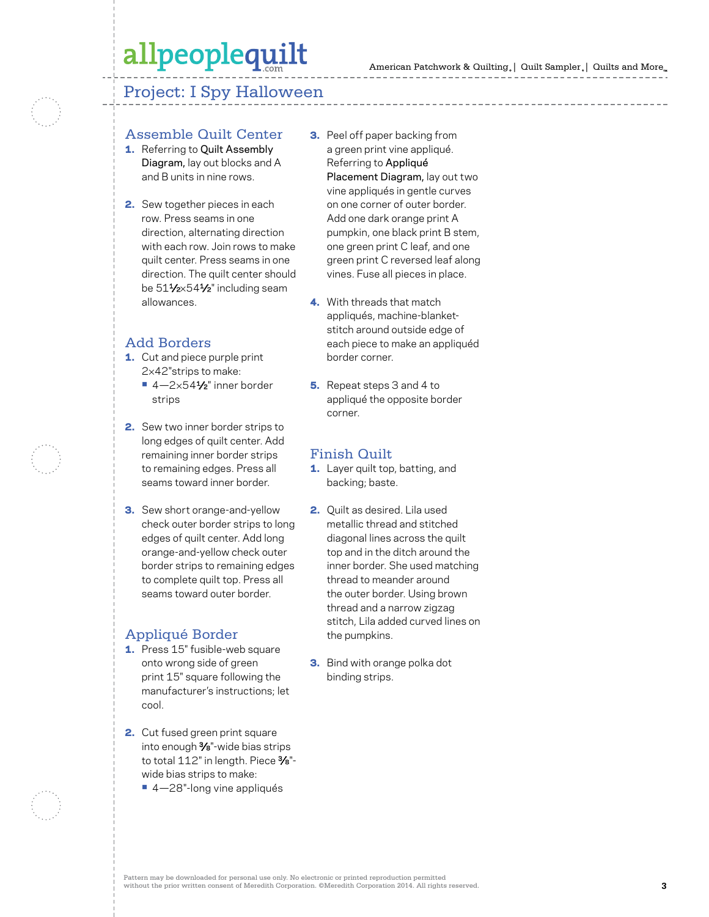## Project: I Spy Halloween

### Assemble Quilt Center

1. Referring to Quilt Assembly Diagram, lay out blocks and A and B units in nine rows.

2. Sew together pieces in each row. Press seams in one direction, alternating direction with each row. Join rows to make quilt center. Press seams in one direction. The quilt center should be 51½×54½" including seam allowances.

### Add Borders

1. Cut and piece purple print 2×42"strips to make:
   - 4—2×54½" inner border strips

2. Sew two inner border strips to long edges of quilt center. Add remaining inner border strips to remaining edges. Press all seams toward inner border.

3. Sew short orange-and-yellow check outer border strips to long edges of quilt center. Add long orange-and-yellow check outer border strips to remaining edges to complete quilt top. Press all seams toward outer border.

### Appliqué Border

1. Press 15" fusible-web square onto wrong side of green print 15" square following the manufacturer's instructions; let cool.

2. Cut fused green print square into enough ⅜"-wide bias strips to total 112" in length. Piece ⅜"-wide bias strips to make:
   - 4—28"-long vine appliqués

3. Peel off paper backing from a green print vine appliqué. Referring to Appliqué Placement Diagram, lay out two vine appliqués in gentle curves on one corner of outer border. Add one dark orange print A pumpkin, one black print B stem, one green print C leaf, and one green print C reversed leaf along vines. Fuse all pieces in place.

4. With threads that match appliqués, machine-blanket-stitch around outside edge of each piece to make an appliquéd border corner.

5. Repeat steps 3 and 4 to appliqué the opposite border corner.

### Finish Quilt

1. Layer quilt top, batting, and backing; baste.

2. Quilt as desired. Lila used metallic thread and stitched diagonal lines across the quilt top and in the ditch around the inner border. She used matching thread to meander around the outer border. Using brown thread and a narrow zigzag stitch, Lila added curved lines on the pumpkins.

3. Bind with orange polka dot binding strips.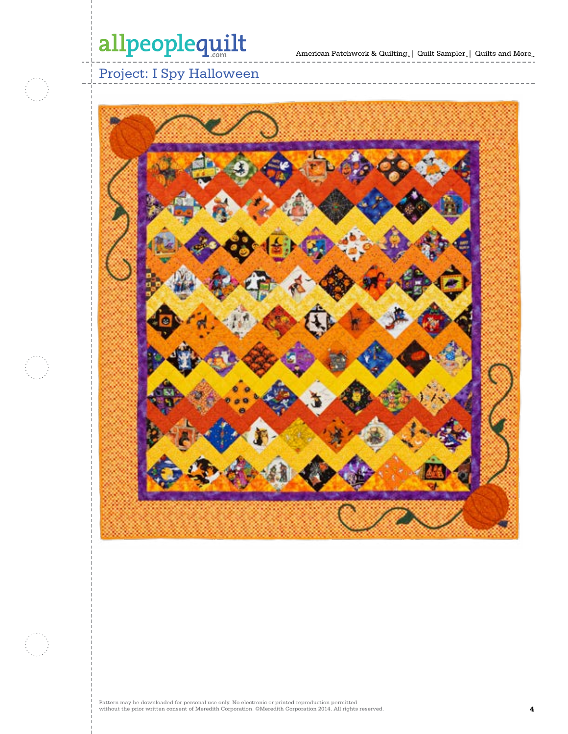Project: I Spy Halloween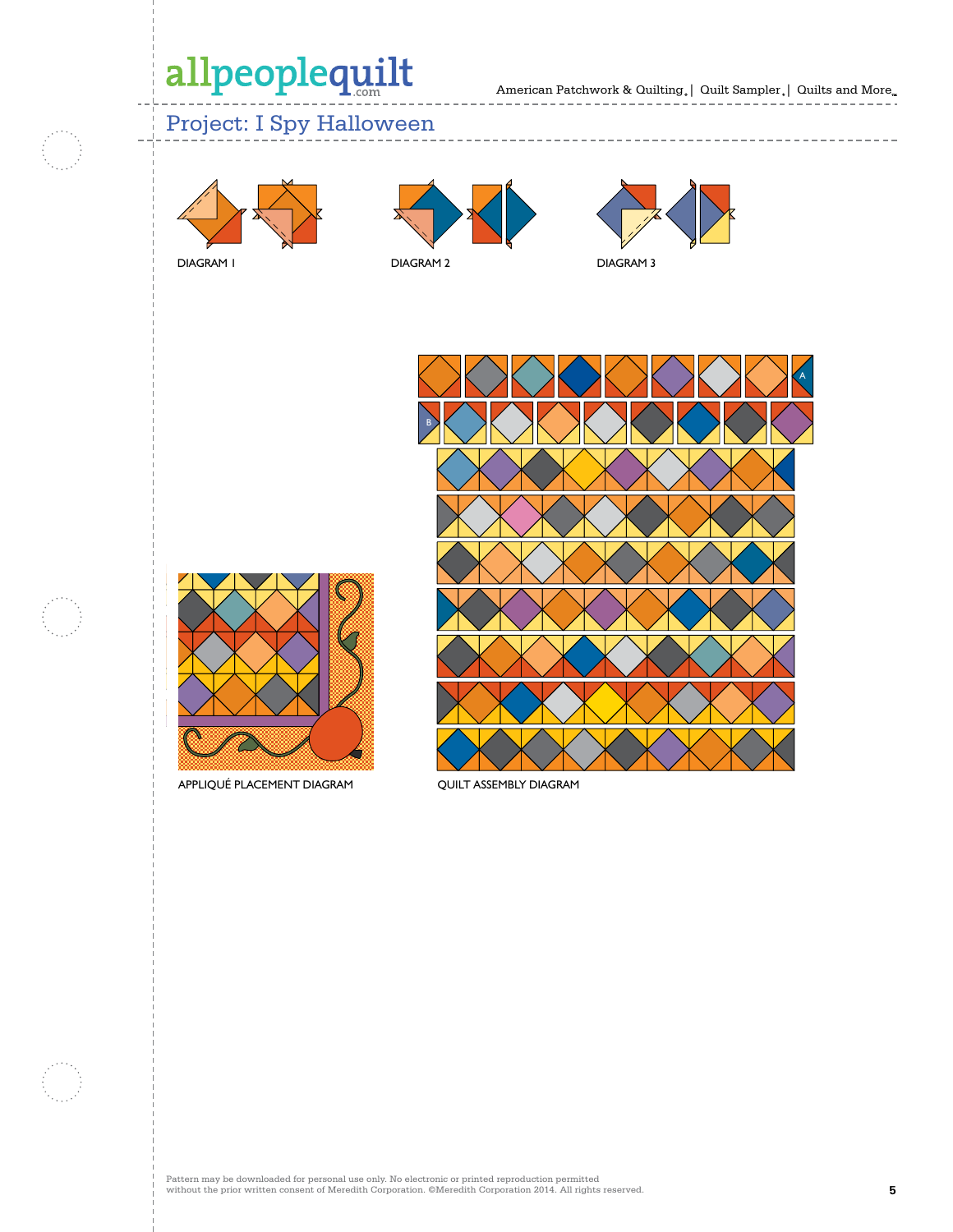## Project: I Spy Halloween

DIAGRAM 1

DIAGRAM 2

DIAGRAM 3

A

B

APPLIQUÉ PLACEMENT DIAGRAM

QUILT ASSEMBLY DIAGRAM

Pattern may be downloaded for personal use only. No electronic or printed reproduction permitted without the prior written consent of Meredith Corporation. ©Meredith Corporation 2014. All rights reserved.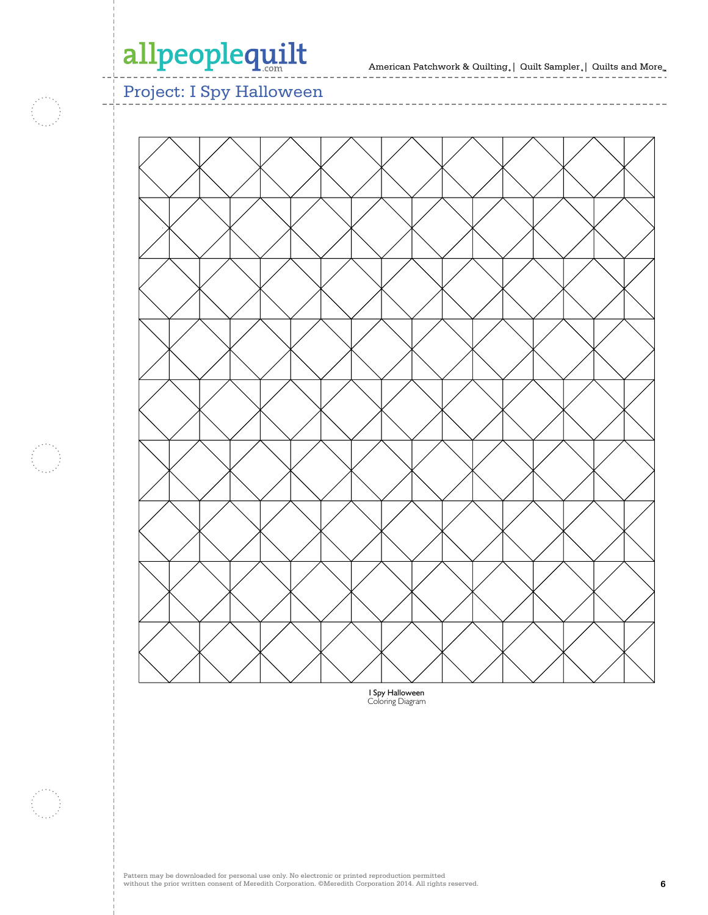# Project: I Spy Halloween

I Spy Halloween
Coloring Diagram

Pattern may be downloaded for personal use only. No electronic or printed reproduction permitted without the prior written consent of Meredith Corporation. ©Meredith Corporation 2014. All rights reserved.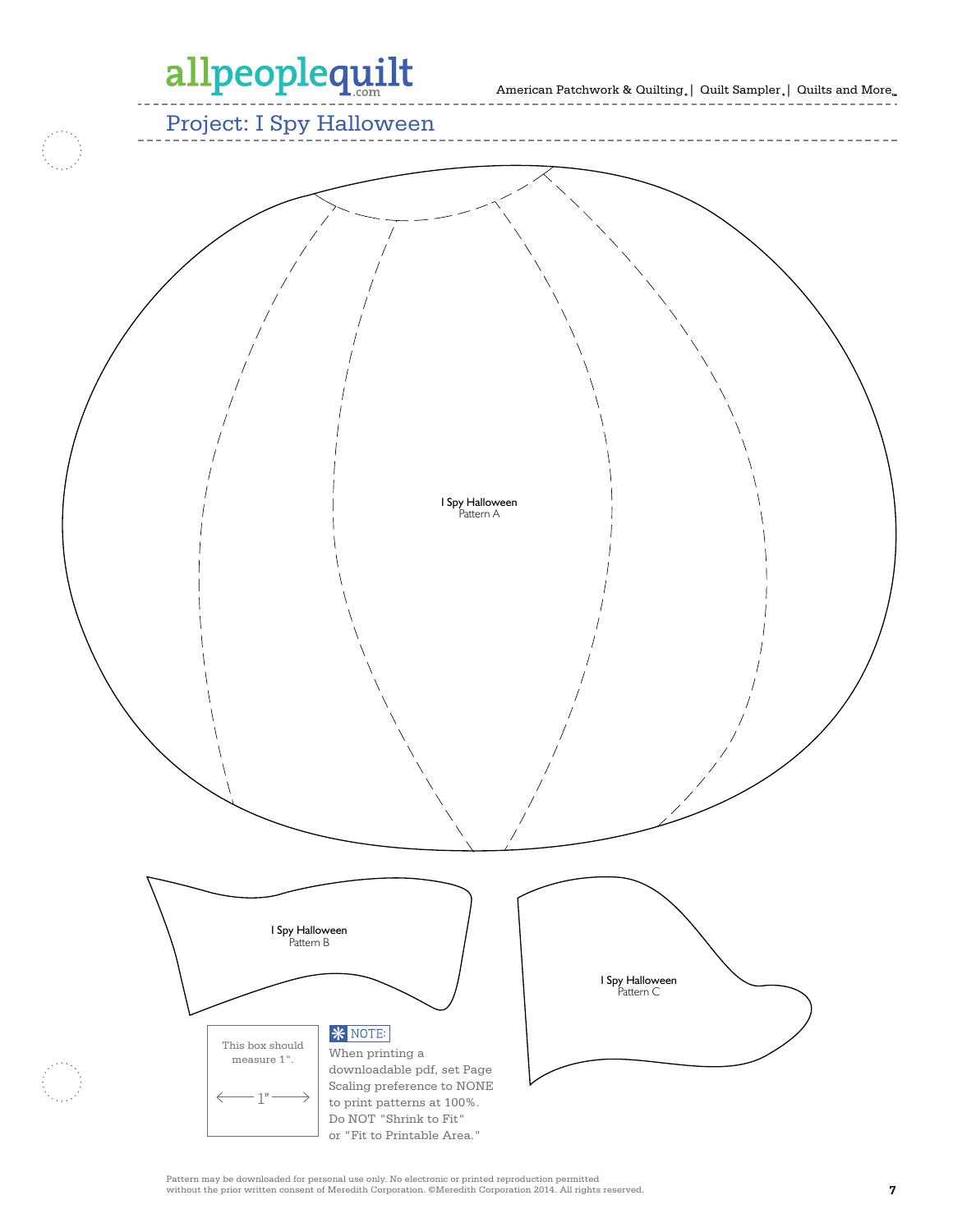## Project: I Spy Halloween

I Spy Halloween
Pattern A

I Spy Halloween
Pattern B

I Spy Halloween
Pattern C

This box should measure 1".

1"

**NOTE:**
When printing a downloadable pdf, set Page Scaling preference to NONE to print patterns at 100%. Do NOT "Shrink to Fit" or "Fit to Printable Area."

Pattern may be downloaded for personal use only. No electronic or printed reproduction permitted without the prior written consent of Meredith Corporation. ©Meredith Corporation 2014. All rights reserved.